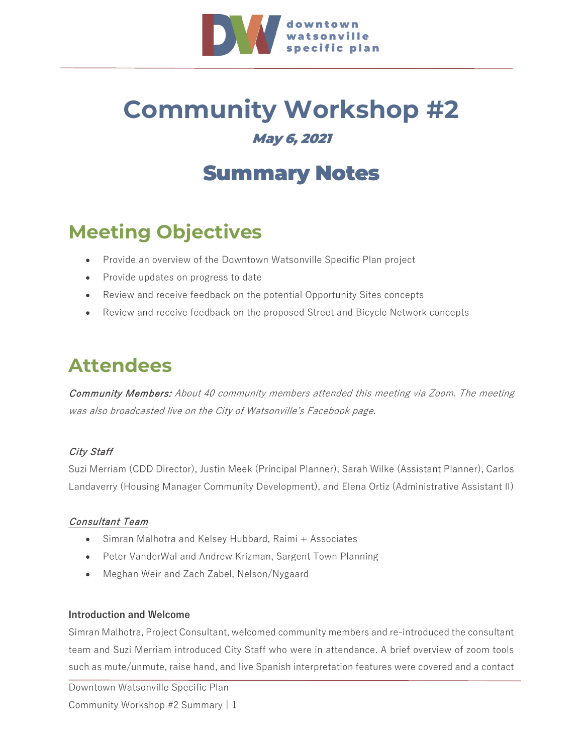downtown watsonville specific plan

# Community Workshop #2

### *May 6, 2021*

## Summary Notes

## Meeting Objectives

- Provide an overview of the Downtown Watsonville Specific Plan project
- Provide updates on progress to date
- Review and receive feedback on the potential Opportunity Sites concepts
- Review and receive feedback on the proposed Street and Bicycle Network concepts

## Attendees

***Community Members:*** *About 40 community members attended this meeting via Zoom. The meeting was also broadcasted live on the City of Watsonville's Facebook page.*

*City Staff*

Suzi Merriam (CDD Director), Justin Meek (Principal Planner), Sarah Wilke (Assistant Planner), Carlos Landaverry (Housing Manager Community Development), and Elena Ortiz (Administrative Assistant II)

*Consultant Team*

- Simran Malhotra and Kelsey Hubbard, Raimi + Associates
- Peter VanderWal and Andrew Krizman, Sargent Town Planning
- Meghan Weir and Zach Zabel, Nelson/Nygaard

**Introduction and Welcome**

Simran Malhotra, Project Consultant, welcomed community members and re-introduced the consultant team and Suzi Merriam introduced City Staff who were in attendance. A brief overview of zoom tools such as mute/unmute, raise hand, and live Spanish interpretation features were covered and a contact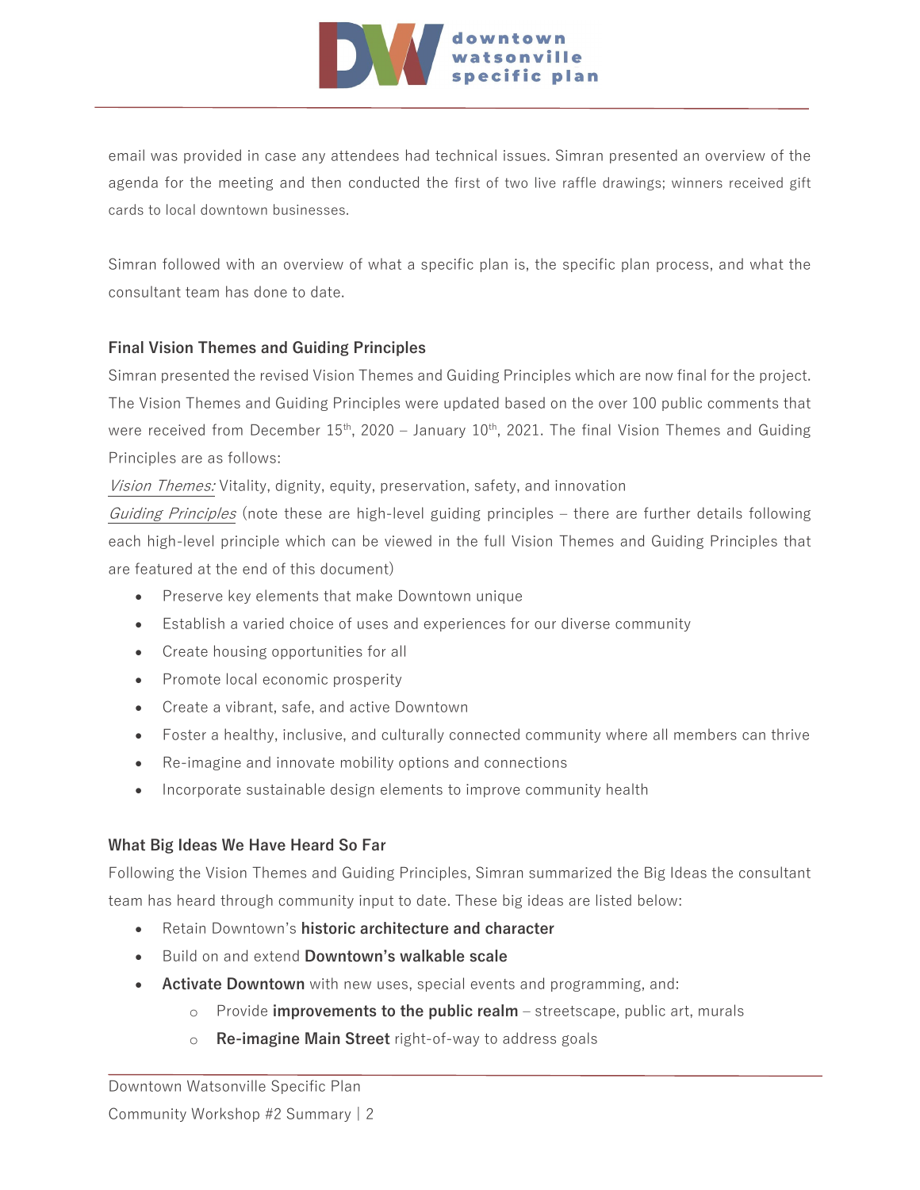email was provided in case any attendees had technical issues. Simran presented an overview of the agenda for the meeting and then conducted the first of two live raffle drawings; winners received gift cards to local downtown businesses.

Simran followed with an overview of what a specific plan is, the specific plan process, and what the consultant team has done to date.

### Final Vision Themes and Guiding Principles

Simran presented the revised Vision Themes and Guiding Principles which are now final for the project. The Vision Themes and Guiding Principles were updated based on the over 100 public comments that were received from December 15th, 2020 – January 10th, 2021. The final Vision Themes and Guiding Principles are as follows:

*Vision Themes:* Vitality, dignity, equity, preservation, safety, and innovation

*Guiding Principles* (note these are high-level guiding principles – there are further details following each high-level principle which can be viewed in the full Vision Themes and Guiding Principles that are featured at the end of this document)

- Preserve key elements that make Downtown unique
- Establish a varied choice of uses and experiences for our diverse community
- Create housing opportunities for all
- Promote local economic prosperity
- Create a vibrant, safe, and active Downtown
- Foster a healthy, inclusive, and culturally connected community where all members can thrive
- Re-imagine and innovate mobility options and connections
- Incorporate sustainable design elements to improve community health

### What Big Ideas We Have Heard So Far

Following the Vision Themes and Guiding Principles, Simran summarized the Big Ideas the consultant team has heard through community input to date. These big ideas are listed below:

- Retain Downtown's **historic architecture and character**
- Build on and extend **Downtown's walkable scale**
- **Activate Downtown** with new uses, special events and programming, and:
  - Provide **improvements to the public realm** – streetscape, public art, murals
  - **Re-imagine Main Street** right-of-way to address goals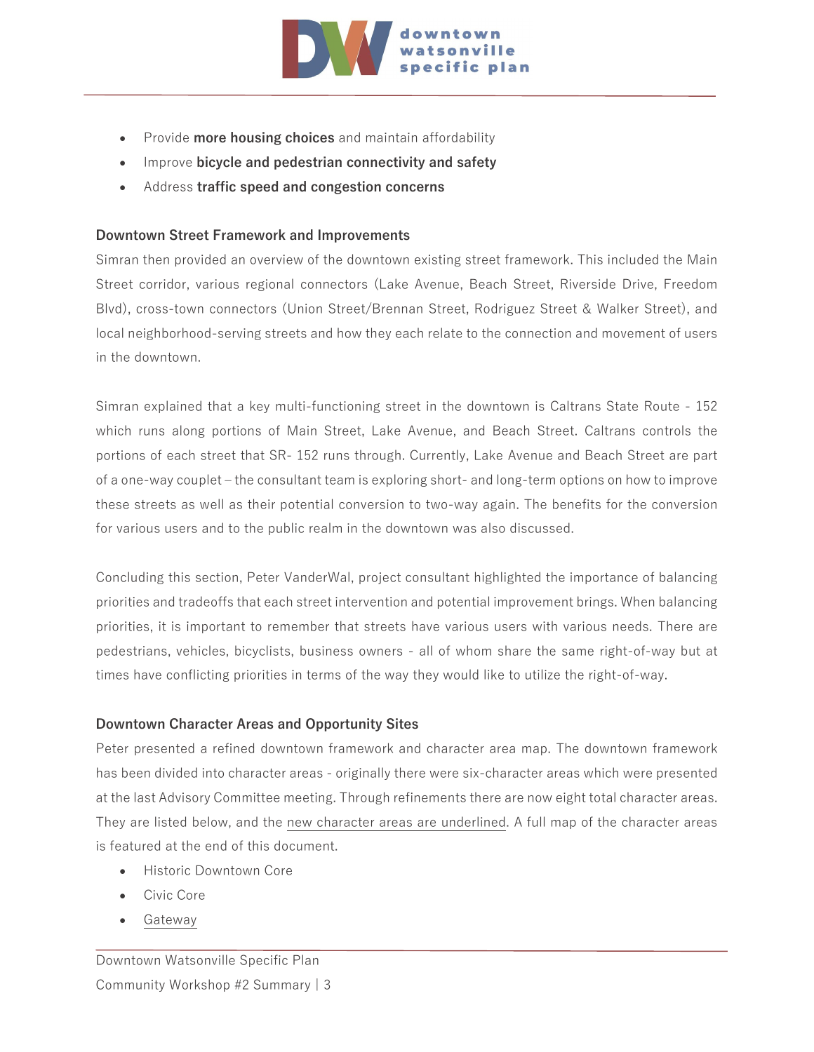- Provide **more housing choices** and maintain affordability
- Improve **bicycle and pedestrian connectivity and safety**
- Address **traffic speed and congestion concerns**

### Downtown Street Framework and Improvements

Simran then provided an overview of the downtown existing street framework. This included the Main Street corridor, various regional connectors (Lake Avenue, Beach Street, Riverside Drive, Freedom Blvd), cross-town connectors (Union Street/Brennan Street, Rodriguez Street & Walker Street), and local neighborhood-serving streets and how they each relate to the connection and movement of users in the downtown.

Simran explained that a key multi-functioning street in the downtown is Caltrans State Route - 152 which runs along portions of Main Street, Lake Avenue, and Beach Street. Caltrans controls the portions of each street that SR- 152 runs through. Currently, Lake Avenue and Beach Street are part of a one-way couplet – the consultant team is exploring short- and long-term options on how to improve these streets as well as their potential conversion to two-way again. The benefits for the conversion for various users and to the public realm in the downtown was also discussed.

Concluding this section, Peter VanderWal, project consultant highlighted the importance of balancing priorities and tradeoffs that each street intervention and potential improvement brings. When balancing priorities, it is important to remember that streets have various users with various needs. There are pedestrians, vehicles, bicyclists, business owners - all of whom share the same right-of-way but at times have conflicting priorities in terms of the way they would like to utilize the right-of-way.

### Downtown Character Areas and Opportunity Sites

Peter presented a refined downtown framework and character area map. The downtown framework has been divided into character areas - originally there were six-character areas which were presented at the last Advisory Committee meeting. Through refinements there are now eight total character areas. They are listed below, and the <u>new character areas are underlined</u>. A full map of the character areas is featured at the end of this document.

- Historic Downtown Core
- Civic Core
- <u>Gateway</u>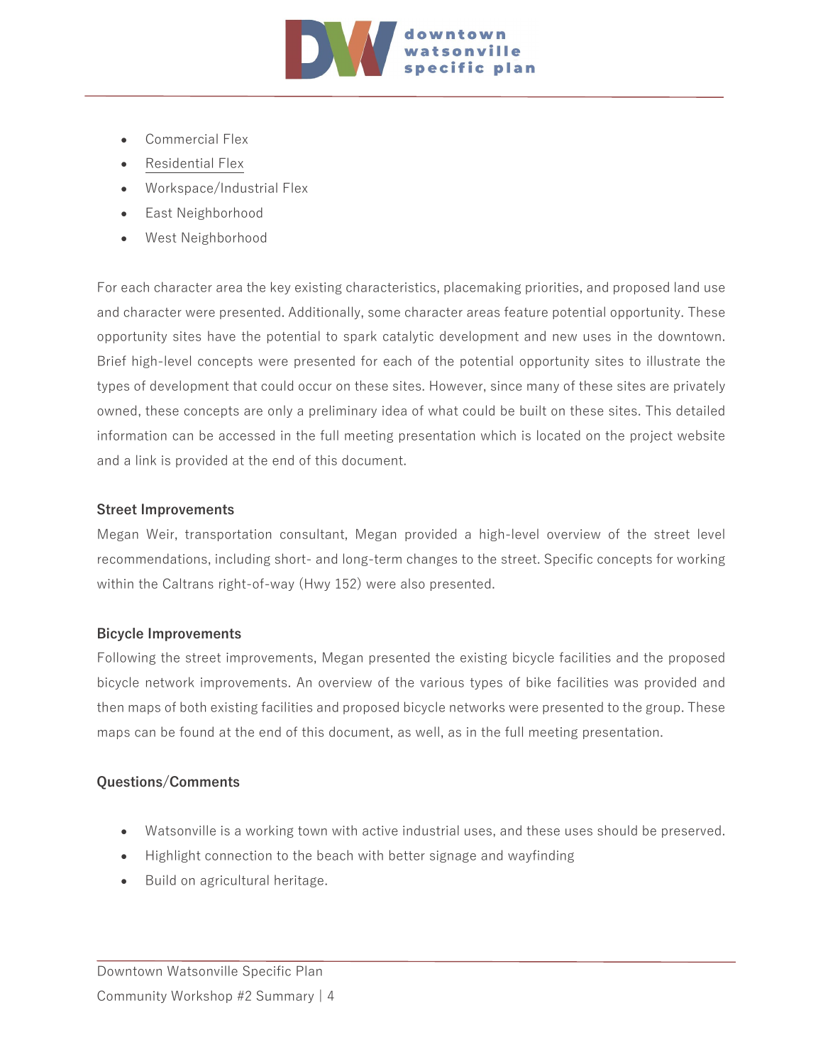- Commercial Flex
- Residential Flex
- Workspace/Industrial Flex
- East Neighborhood
- West Neighborhood

For each character area the key existing characteristics, placemaking priorities, and proposed land use and character were presented. Additionally, some character areas feature potential opportunity. These opportunity sites have the potential to spark catalytic development and new uses in the downtown. Brief high-level concepts were presented for each of the potential opportunity sites to illustrate the types of development that could occur on these sites. However, since many of these sites are privately owned, these concepts are only a preliminary idea of what could be built on these sites. This detailed information can be accessed in the full meeting presentation which is located on the project website and a link is provided at the end of this document.

### Street Improvements

Megan Weir, transportation consultant, Megan provided a high-level overview of the street level recommendations, including short- and long-term changes to the street. Specific concepts for working within the Caltrans right-of-way (Hwy 152) were also presented.

### Bicycle Improvements

Following the street improvements, Megan presented the existing bicycle facilities and the proposed bicycle network improvements. An overview of the various types of bike facilities was provided and then maps of both existing facilities and proposed bicycle networks were presented to the group. These maps can be found at the end of this document, as well, as in the full meeting presentation.

### Questions/Comments

- Watsonville is a working town with active industrial uses, and these uses should be preserved.
- Highlight connection to the beach with better signage and wayfinding
- Build on agricultural heritage.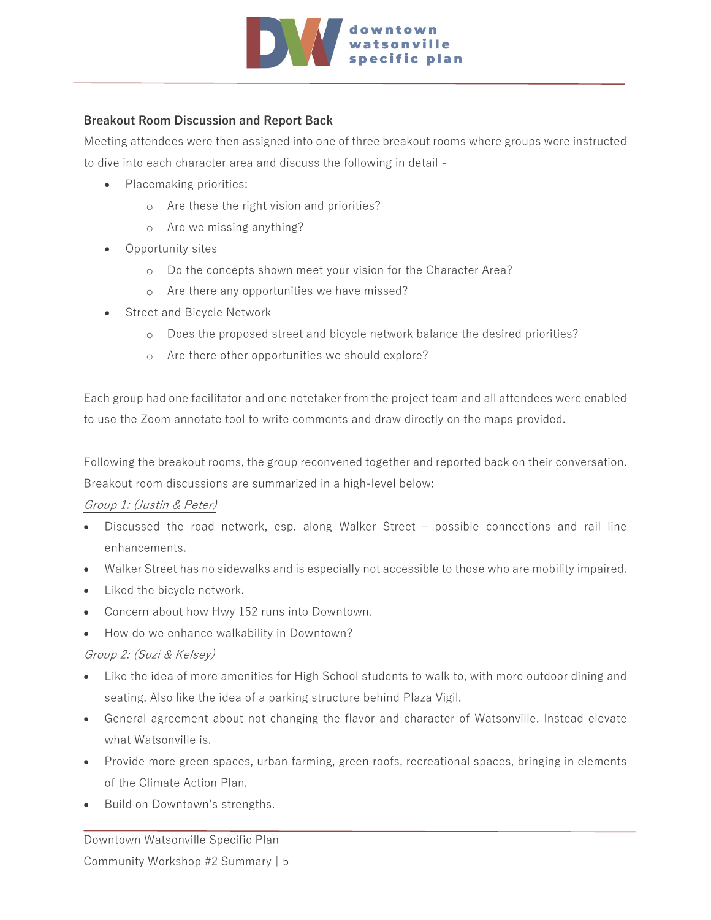### Breakout Room Discussion and Report Back

Meeting attendees were then assigned into one of three breakout rooms where groups were instructed to dive into each character area and discuss the following in detail -

- Placemaking priorities:
  - Are these the right vision and priorities?
  - Are we missing anything?
- Opportunity sites
  - Do the concepts shown meet your vision for the Character Area?
  - Are there any opportunities we have missed?
- Street and Bicycle Network
  - Does the proposed street and bicycle network balance the desired priorities?
  - Are there other opportunities we should explore?

Each group had one facilitator and one notetaker from the project team and all attendees were enabled to use the Zoom annotate tool to write comments and draw directly on the maps provided.

Following the breakout rooms, the group reconvened together and reported back on their conversation. Breakout room discussions are summarized in a high-level below:

*Group 1: (Justin & Peter)*

- Discussed the road network, esp. along Walker Street – possible connections and rail line enhancements.
- Walker Street has no sidewalks and is especially not accessible to those who are mobility impaired.
- Liked the bicycle network.
- Concern about how Hwy 152 runs into Downtown.
- How do we enhance walkability in Downtown?

*Group 2: (Suzi & Kelsey)*

- Like the idea of more amenities for High School students to walk to, with more outdoor dining and seating. Also like the idea of a parking structure behind Plaza Vigil.
- General agreement about not changing the flavor and character of Watsonville. Instead elevate what Watsonville is.
- Provide more green spaces, urban farming, green roofs, recreational spaces, bringing in elements of the Climate Action Plan.
- Build on Downtown's strengths.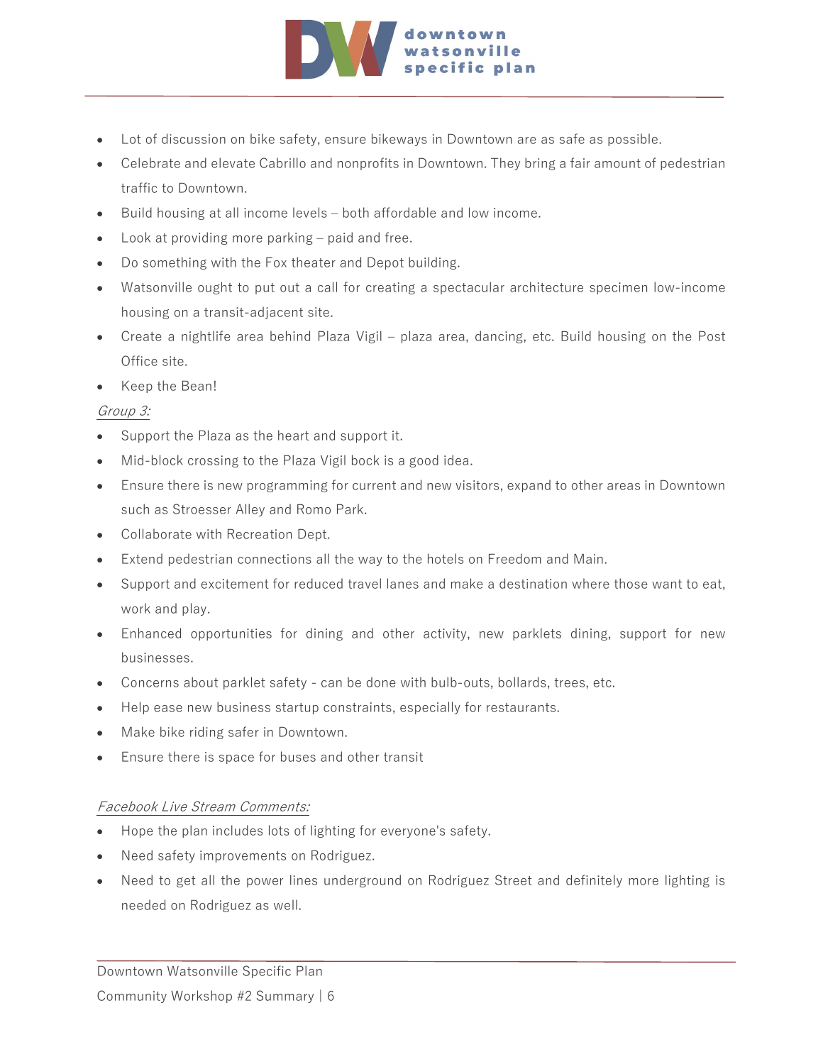- Lot of discussion on bike safety, ensure bikeways in Downtown are as safe as possible.
- Celebrate and elevate Cabrillo and nonprofits in Downtown. They bring a fair amount of pedestrian traffic to Downtown.
- Build housing at all income levels – both affordable and low income.
- Look at providing more parking – paid and free.
- Do something with the Fox theater and Depot building.
- Watsonville ought to put out a call for creating a spectacular architecture specimen low-income housing on a transit-adjacent site.
- Create a nightlife area behind Plaza Vigil – plaza area, dancing, etc. Build housing on the Post Office site.
- Keep the Bean!

*Group 3:*

- Support the Plaza as the heart and support it.
- Mid-block crossing to the Plaza Vigil bock is a good idea.
- Ensure there is new programming for current and new visitors, expand to other areas in Downtown such as Stroesser Alley and Romo Park.
- Collaborate with Recreation Dept.
- Extend pedestrian connections all the way to the hotels on Freedom and Main.
- Support and excitement for reduced travel lanes and make a destination where those want to eat, work and play.
- Enhanced opportunities for dining and other activity, new parklets dining, support for new businesses.
- Concerns about parklet safety - can be done with bulb-outs, bollards, trees, etc.
- Help ease new business startup constraints, especially for restaurants.
- Make bike riding safer in Downtown.
- Ensure there is space for buses and other transit

*Facebook Live Stream Comments:*

- Hope the plan includes lots of lighting for everyone's safety.
- Need safety improvements on Rodriguez.
- Need to get all the power lines underground on Rodriguez Street and definitely more lighting is needed on Rodriguez as well.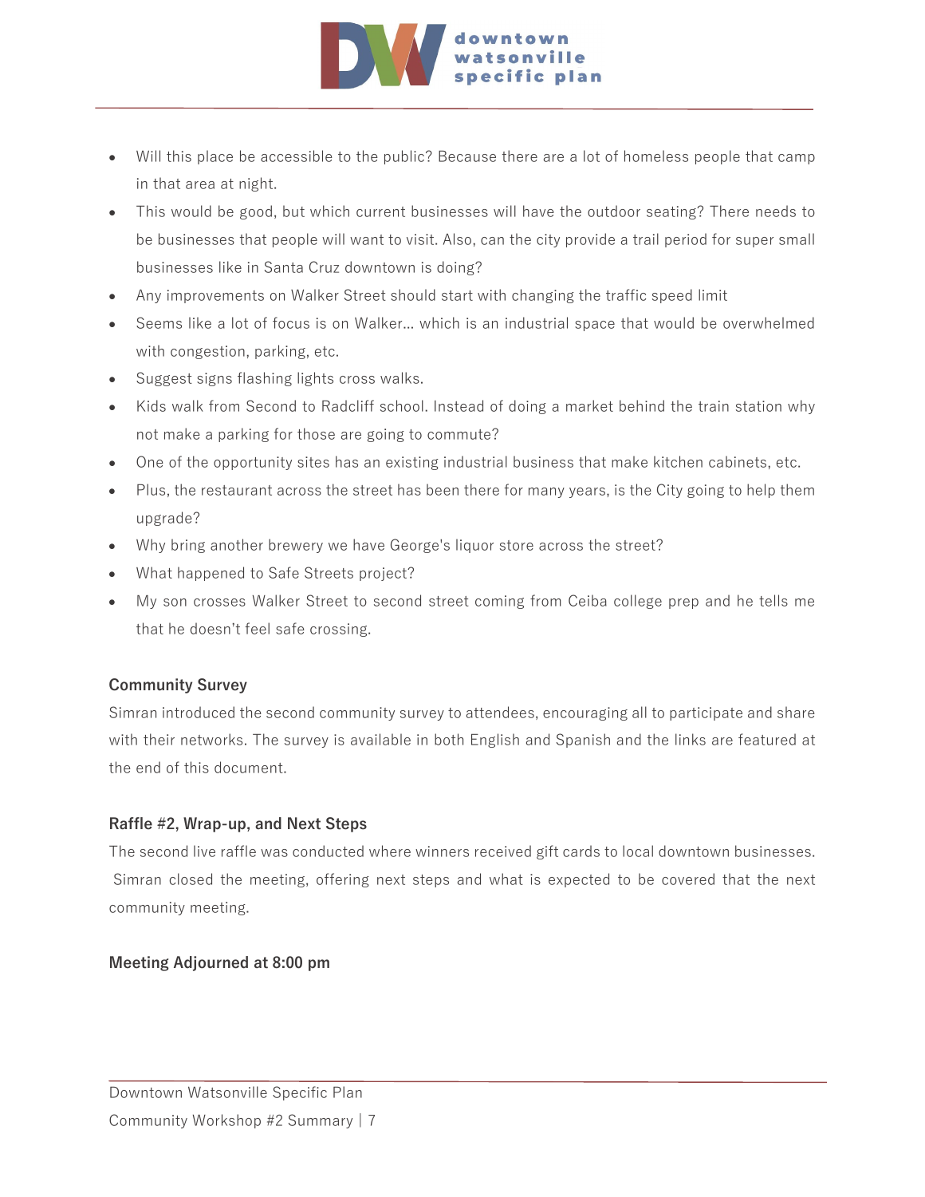- Will this place be accessible to the public? Because there are a lot of homeless people that camp in that area at night.
- This would be good, but which current businesses will have the outdoor seating? There needs to be businesses that people will want to visit. Also, can the city provide a trail period for super small businesses like in Santa Cruz downtown is doing?
- Any improvements on Walker Street should start with changing the traffic speed limit
- Seems like a lot of focus is on Walker… which is an industrial space that would be overwhelmed with congestion, parking, etc.
- Suggest signs flashing lights cross walks.
- Kids walk from Second to Radcliff school. Instead of doing a market behind the train station why not make a parking for those are going to commute?
- One of the opportunity sites has an existing industrial business that make kitchen cabinets, etc.
- Plus, the restaurant across the street has been there for many years, is the City going to help them upgrade?
- Why bring another brewery we have George's liquor store across the street?
- What happened to Safe Streets project?
- My son crosses Walker Street to second street coming from Ceiba college prep and he tells me that he doesn't feel safe crossing.

### Community Survey

Simran introduced the second community survey to attendees, encouraging all to participate and share with their networks. The survey is available in both English and Spanish and the links are featured at the end of this document.

### Raffle #2, Wrap-up, and Next Steps

The second live raffle was conducted where winners received gift cards to local downtown businesses. Simran closed the meeting, offering next steps and what is expected to be covered that the next community meeting.

**Meeting Adjourned at 8:00 pm**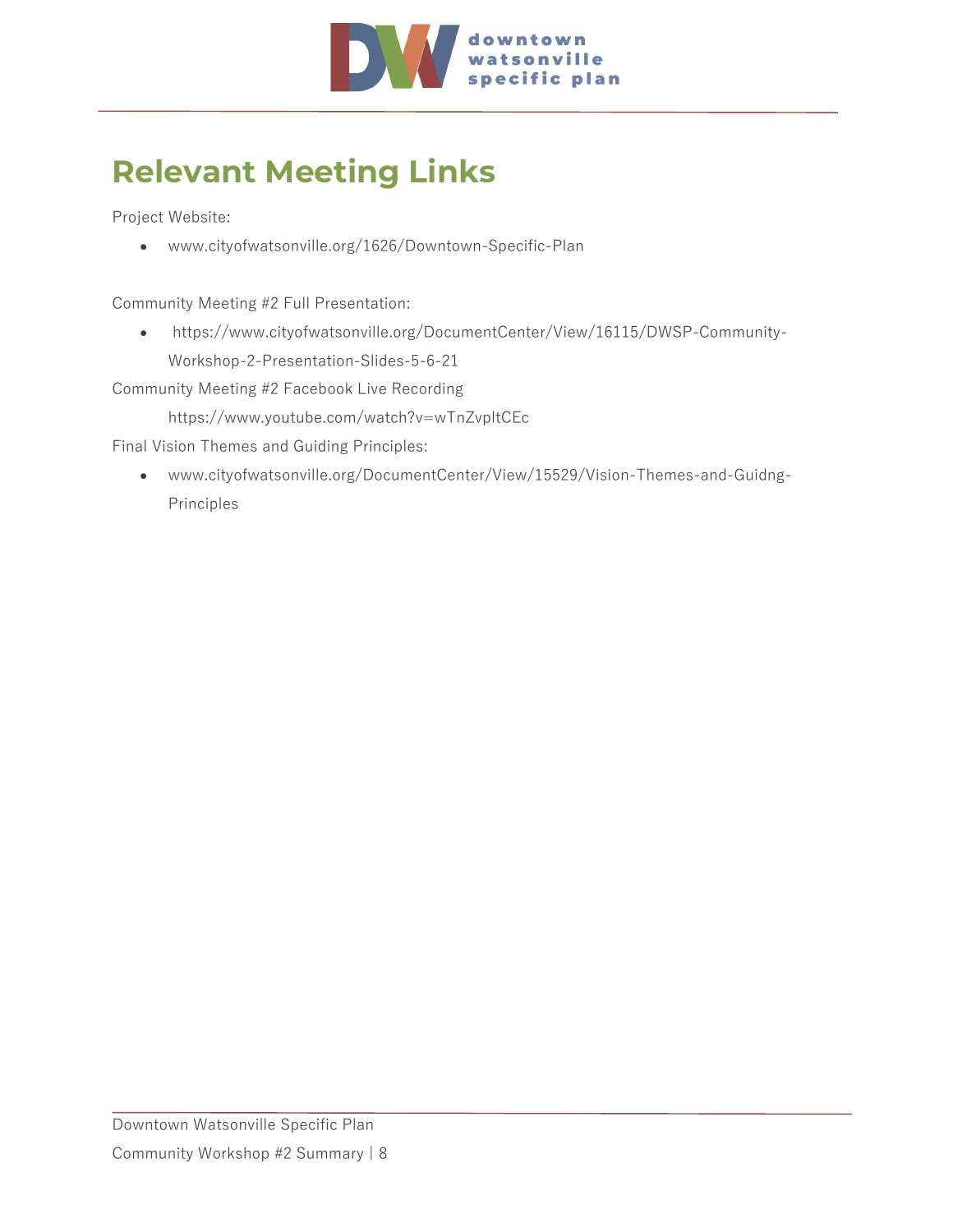## Relevant Meeting Links

Project Website:

- www.cityofwatsonville.org/1626/Downtown-Specific-Plan

Community Meeting #2 Full Presentation:

- https://www.cityofwatsonville.org/DocumentCenter/View/16115/DWSP-Community-Workshop-2-Presentation-Slides-5-6-21

Community Meeting #2 Facebook Live Recording

https://www.youtube.com/watch?v=wTnZvpltCEc

Final Vision Themes and Guiding Principles:

- www.cityofwatsonville.org/DocumentCenter/View/15529/Vision-Themes-and-Guidng-Principles